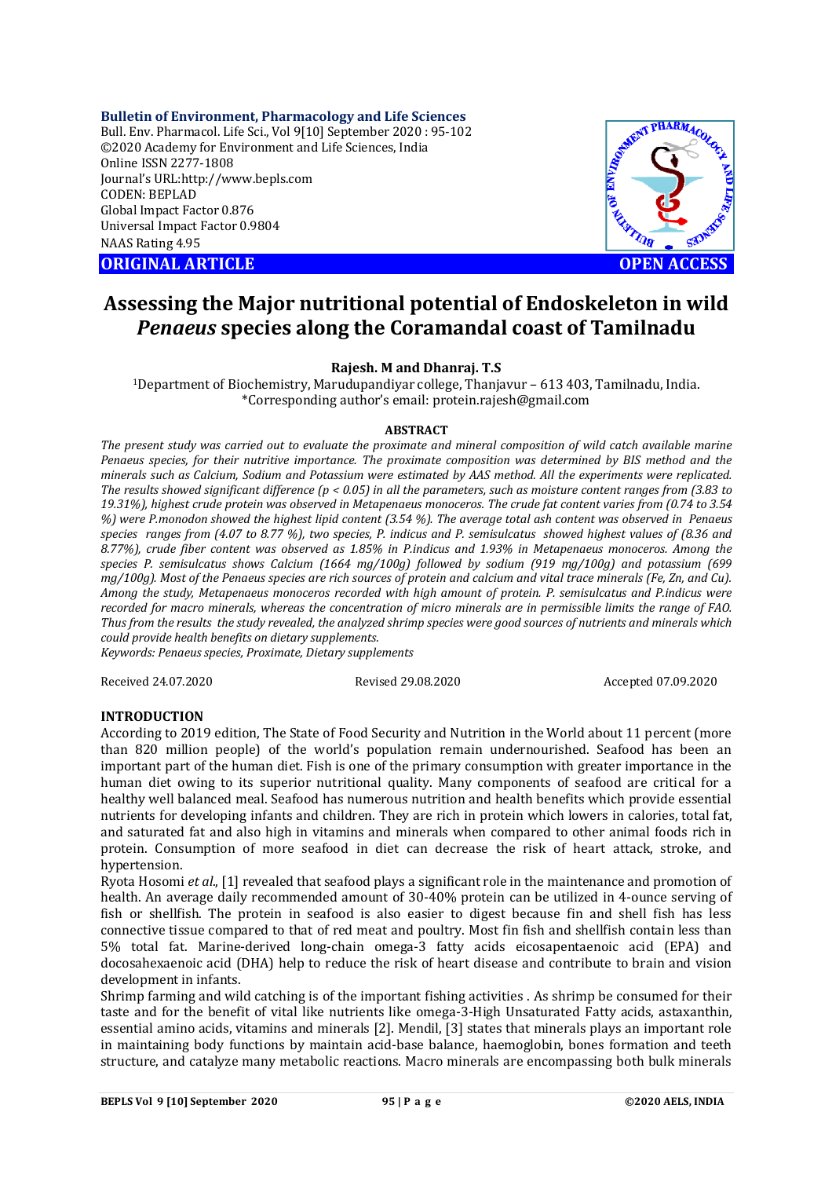Bulletin of Environment, Pharmacology and Life Sciences
Bull. Env. Pharmacol. Life Sci., Vol 9[10] September 2020 : 95-102
©2020 Academy for Environment and Life Sciences, India
Online ISSN 2277-1808
Journal's URL:http://www.bepls.com
CODEN: BEPLAD
Global Impact Factor 0.876
Universal Impact Factor 0.9804
NAAS Rating 4.95

**ORIGINAL ARTICLE** **OPEN ACCESS**

# Assessing the Major nutritional potential of Endoskeleton in wild *Penaeus* species along the Coramandal coast of Tamilnadu

**Rajesh. M and Dhanraj. T.S**

[1]Department of Biochemistry, Marudupandiyar college, Thanjavur – 613 403, Tamilnadu, India.
*Corresponding author's email: protein.rajesh@gmail.com

## ABSTRACT

*The present study was carried out to evaluate the proximate and mineral composition of wild catch available marine Penaeus species, for their nutritive importance. The proximate composition was determined by BIS method and the minerals such as Calcium, Sodium and Potassium were estimated by AAS method. All the experiments were replicated. The results showed significant difference ($p < 0.05$) in all the parameters, such as moisture content ranges from (3.83 to 19.31%), highest crude protein was observed in Metapenaeus monoceros. The crude fat content varies from (0.74 to 3.54 %) were P.monodon showed the highest lipid content (3.54 %). The average total ash content was observed in Penaeus species ranges from (4.07 to 8.77 %), two species, P. indicus and P. semisulcatus showed highest values of (8.36 and 8.77%), crude fiber content was observed as 1.85% in P.indicus and 1.93% in Metapenaeus monoceros. Among the species P. semisulcatus shows Calcium (1664 mg/100g) followed by sodium (919 mg/100g) and potassium (699 mg/100g). Most of the Penaeus species are rich sources of protein and calcium and vital trace minerals (Fe, Zn, and Cu). Among the study, Metapenaeus monoceros recorded with high amount of protein. P. semisulcatus and P.indicus were recorded for macro minerals, whereas the concentration of micro minerals are in permissible limits the range of FAO. Thus from the results the study revealed, the analyzed shrimp species were good sources of nutrients and minerals which could provide health benefits on dietary supplements.*

*Keywords: Penaeus species, Proximate, Dietary supplements*

Received 24.07.2020 Revised 29.08.2020 Accepted 07.09.2020

## INTRODUCTION

According to 2019 edition, The State of Food Security and Nutrition in the World about 11 percent (more than 820 million people) of the world's population remain undernourished. Seafood has been an important part of the human diet. Fish is one of the primary consumption with greater importance in the human diet owing to its superior nutritional quality. Many components of seafood are critical for a healthy well balanced meal. Seafood has numerous nutrition and health benefits which provide essential nutrients for developing infants and children. They are rich in protein which lowers in calories, total fat, and saturated fat and also high in vitamins and minerals when compared to other animal foods rich in protein. Consumption of more seafood in diet can decrease the risk of heart attack, stroke, and hypertension.

Ryota Hosomi *et al*., [1] revealed that seafood plays a significant role in the maintenance and promotion of health. An average daily recommended amount of 30-40% protein can be utilized in 4-ounce serving of fish or shellfish. The protein in seafood is also easier to digest because fin and shell fish has less connective tissue compared to that of red meat and poultry. Most fin fish and shellfish contain less than 5% total fat. Marine-derived long-chain omega-3 fatty acids eicosapentaenoic acid (EPA) and docosahexaenoic acid (DHA) help to reduce the risk of heart disease and contribute to brain and vision development in infants.

Shrimp farming and wild catching is of the important fishing activities . As shrimp be consumed for their taste and for the benefit of vital like nutrients like omega-3-High Unsaturated Fatty acids, astaxanthin, essential amino acids, vitamins and minerals [2]. Mendil, [3] states that minerals plays an important role in maintaining body functions by maintain acid-base balance, haemoglobin, bones formation and teeth structure, and catalyze many metabolic reactions. Macro minerals are encompassing both bulk minerals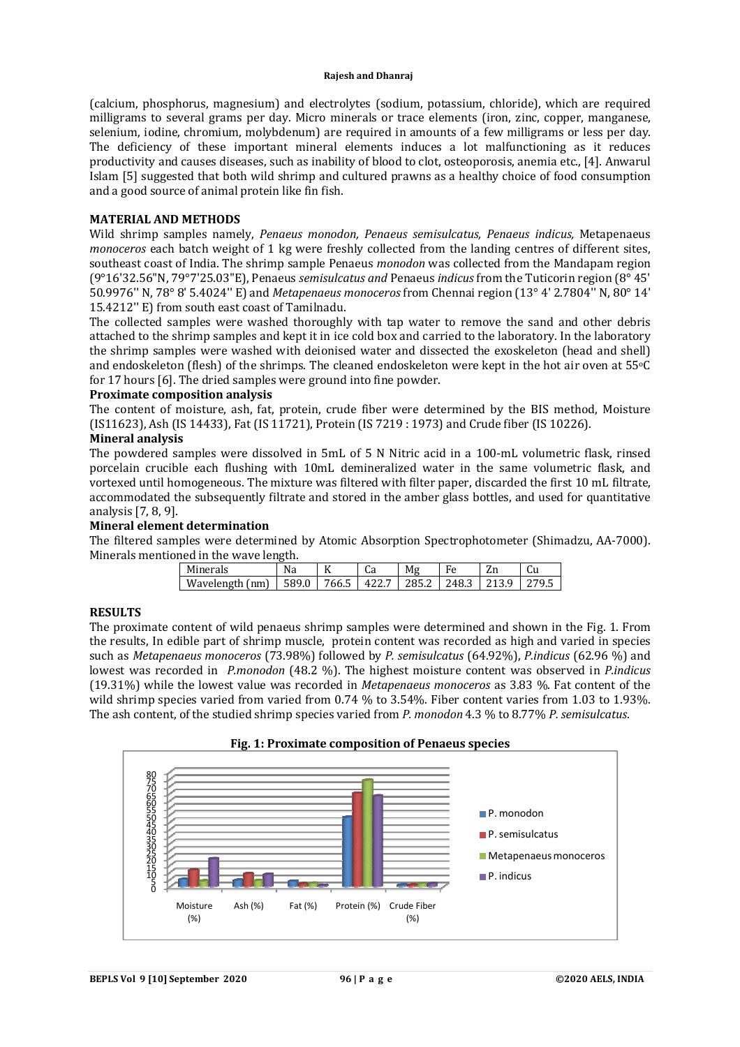(calcium, phosphorus, magnesium) and electrolytes (sodium, potassium, chloride), which are required milligrams to several grams per day. Micro minerals or trace elements (iron, zinc, copper, manganese, selenium, iodine, chromium, molybdenum) are required in amounts of a few milligrams or less per day. The deficiency of these important mineral elements induces a lot malfunctioning as it reduces productivity and causes diseases, such as inability of blood to clot, osteoporosis, anemia etc., [4]. Anwarul Islam [5] suggested that both wild shrimp and cultured prawns as a healthy choice of food consumption and a good source of animal protein like fin fish.

## MATERIAL AND METHODS

Wild shrimp samples namely, *Penaeus monodon, Penaeus semisulcatus, Penaeus indicus,* Metapenaeus *monoceros* each batch weight of 1 kg were freshly collected from the landing centres of different sites, southeast coast of India. The shrimp sample Penaeus *monodon* was collected from the Mandapam region (9°16'32.56"N, 79°7'25.03"E), Penaeus *semisulcatus and* Penaeus *indicus* from the Tuticorin region (8° 45' 50.9976'' N, 78° 8' 5.4024'' E) and *Metapenaeus monoceros* from Chennai region (13° 4' 2.7804'' N, 80° 14' 15.4212'' E) from south east coast of Tamilnadu.

The collected samples were washed thoroughly with tap water to remove the sand and other debris attached to the shrimp samples and kept it in ice cold box and carried to the laboratory. In the laboratory the shrimp samples were washed with deionised water and dissected the exoskeleton (head and shell) and endoskeleton (flesh) of the shrimps. The cleaned endoskeleton were kept in the hot air oven at 55°C for 17 hours [6]. The dried samples were ground into fine powder.

### Proximate composition analysis

The content of moisture, ash, fat, protein, crude fiber were determined by the BIS method, Moisture (IS11623), Ash (IS 14433), Fat (IS 11721), Protein (IS 7219 : 1973) and Crude fiber (IS 10226).

### Mineral analysis

The powdered samples were dissolved in 5mL of 5 N Nitric acid in a 100-mL volumetric flask, rinsed porcelain crucible each flushing with 10mL demineralized water in the same volumetric flask, and vortexed until homogeneous. The mixture was filtered with filter paper, discarded the first 10 mL filtrate, accommodated the subsequently filtrate and stored in the amber glass bottles, and used for quantitative analysis [7, 8, 9].

### Mineral element determination

The filtered samples were determined by Atomic Absorption Spectrophotometer (Shimadzu, AA-7000). Minerals mentioned in the wave length.

| Minerals | Na | K | Ca | Mg | Fe | Zn | Cu |
|---|---|---|---|---|---|---|---|
| Wavelength (nm) | 589.0 | 766.5 | 422.7 | 285.2 | 248.3 | 213.9 | 279.5 |

## RESULTS

The proximate content of wild penaeus shrimp samples were determined and shown in the Fig. 1. From the results, In edible part of shrimp muscle, protein content was recorded as high and varied in species such as *Metapenaeus monoceros* (73.98%) followed by *P. semisulcatus* (64.92%), *P.indicus* (62.96 %) and lowest was recorded in *P.monodon* (48.2 %). The highest moisture content was observed in *P.indicus* (19.31%) while the lowest value was recorded in *Metapenaeus monoceros* as 3.83 %. Fat content of the wild shrimp species varied from varied from 0.74 % to 3.54%. Fiber content varies from 1.03 to 1.93%. The ash content, of the studied shrimp species varied from *P. monodon* 4.3 % to 8.77% *P. semisulcatus*.

**Fig. 1: Proximate composition of Penaeus species**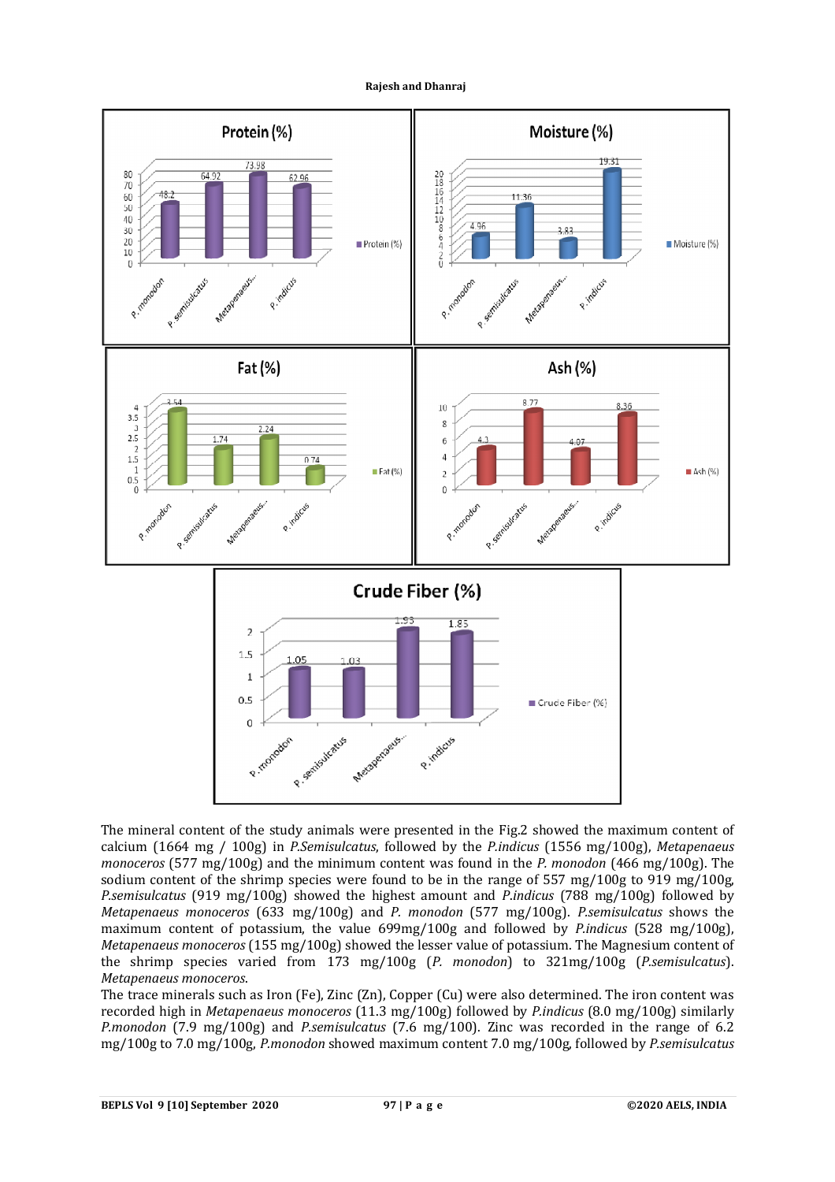The mineral content of the study animals were presented in the Fig.2 showed the maximum content of calcium (1664 mg / 100g) in *P.Semisulcatus*, followed by the *P.indicus* (1556 mg/100g), *Metapenaeus monoceros* (577 mg/100g) and the minimum content was found in the *P. monodon* (466 mg/100g). The sodium content of the shrimp species were found to be in the range of 557 mg/100g to 919 mg/100g, *P.semisulcatus* (919 mg/100g) showed the highest amount and *P.indicus* (788 mg/100g) followed by *Metapenaeus monoceros* (633 mg/100g) and *P. monodon* (577 mg/100g). *P.semisulcatus* shows the maximum content of potassium, the value 699mg/100g and followed by *P.indicus* (528 mg/100g), *Metapenaeus monoceros* (155 mg/100g) showed the lesser value of potassium. The Magnesium content of the shrimp species varied from 173 mg/100g (*P. monodon*) to 321mg/100g (*P.semisulcatus*). *Metapenaeus monoceros*.

The trace minerals such as Iron (Fe), Zinc (Zn), Copper (Cu) were also determined. The iron content was recorded high in *Metapenaeus monoceros* (11.3 mg/100g) followed by *P.indicus* (8.0 mg/100g) similarly *P.monodon* (7.9 mg/100g) and *P.semisulcatus* (7.6 mg/100). Zinc was recorded in the range of 6.2 mg/100g to 7.0 mg/100g, *P.monodon* showed maximum content 7.0 mg/100g, followed by *P.semisulcatus*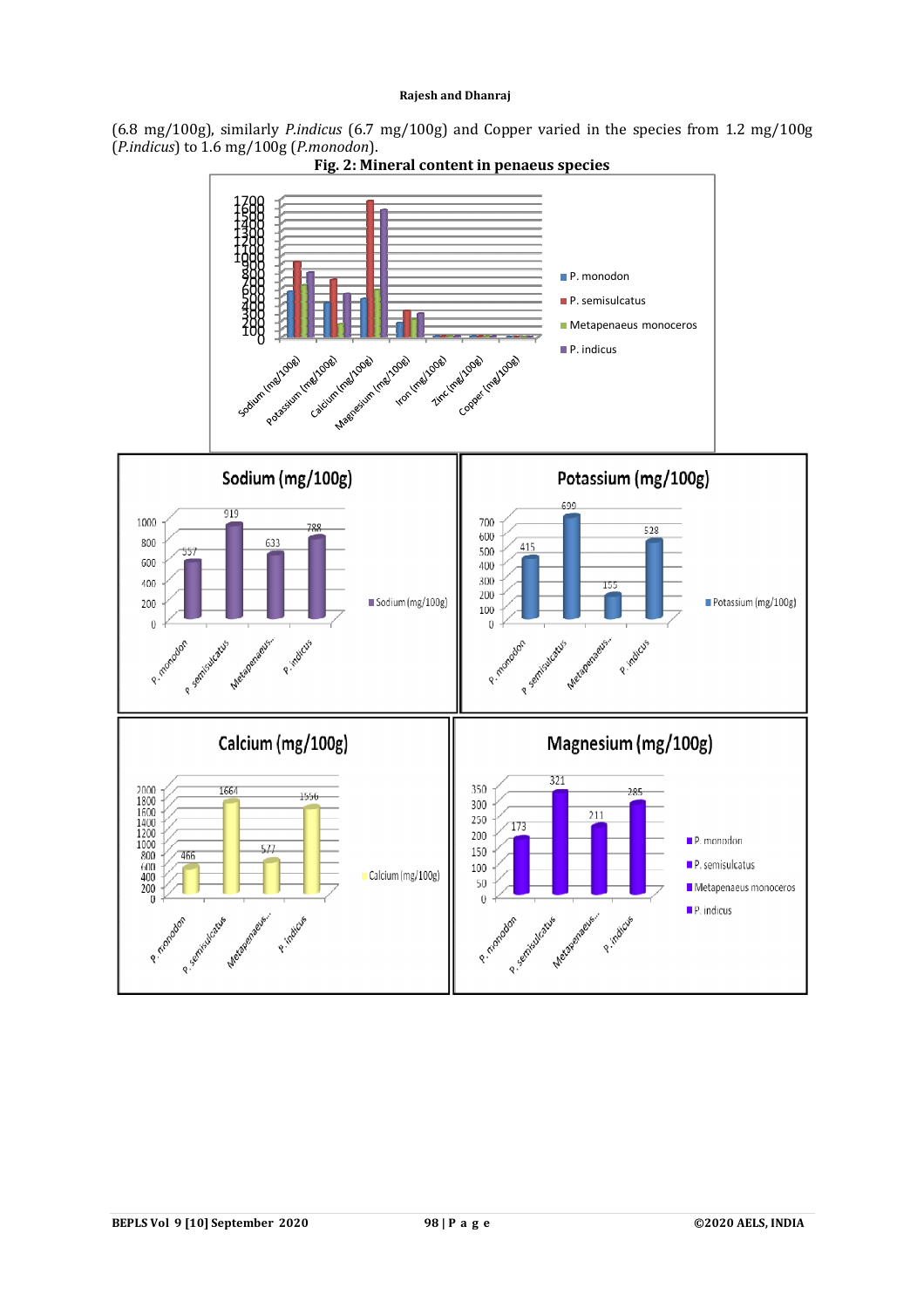(6.8 mg/100g), similarly *P.indicus* (6.7 mg/100g) and Copper varied in the species from 1.2 mg/100g (*P.indicus*) to 1.6 mg/100g (*P.monodon*).

**Fig. 2: Mineral content in penaeus species**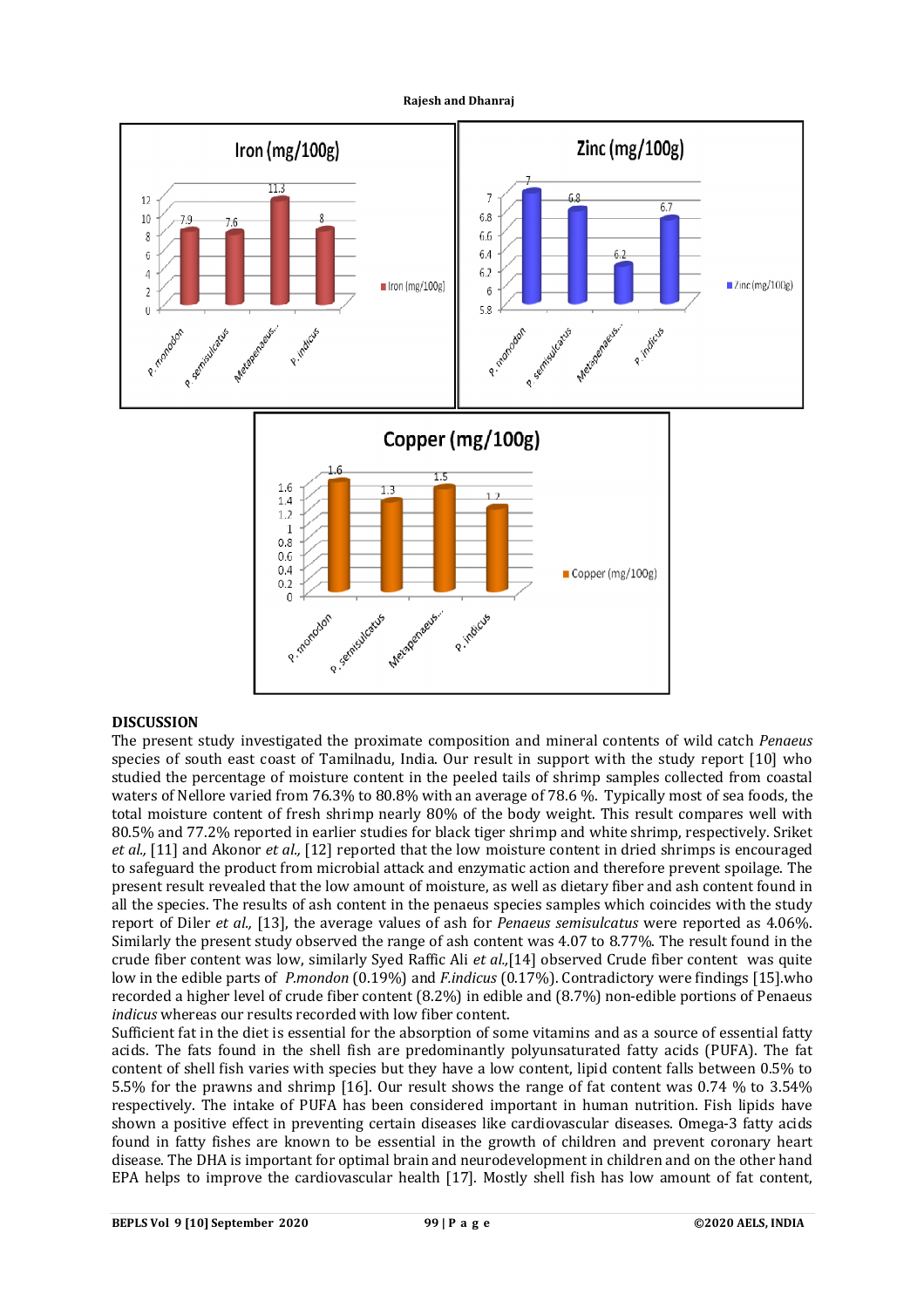## DISCUSSION

The present study investigated the proximate composition and mineral contents of wild catch *Penaeus* species of south east coast of Tamilnadu, India. Our result in support with the study report [10] who studied the percentage of moisture content in the peeled tails of shrimp samples collected from coastal waters of Nellore varied from 76.3% to 80.8% with an average of 78.6 %. Typically most of sea foods, the total moisture content of fresh shrimp nearly 80% of the body weight. This result compares well with 80.5% and 77.2% reported in earlier studies for black tiger shrimp and white shrimp, respectively. Sriket *et al.,* [11] and Akonor *et al.,* [12] reported that the low moisture content in dried shrimps is encouraged to safeguard the product from microbial attack and enzymatic action and therefore prevent spoilage. The present result revealed that the low amount of moisture, as well as dietary fiber and ash content found in all the species. The results of ash content in the penaeus species samples which coincides with the study report of Diler *et al.,* [13], the average values of ash for *Penaeus semisulcatus* were reported as 4.06%. Similarly the present study observed the range of ash content was 4.07 to 8.77%. The result found in the crude fiber content was low, similarly Syed Raffic Ali *et al.,*[14] observed Crude fiber content was quite low in the edible parts of *P.mondon* (0.19%) and *F.indicus* (0.17%). Contradictory were findings [15].who recorded a higher level of crude fiber content (8.2%) in edible and (8.7%) non-edible portions of Penaeus *indicus* whereas our results recorded with low fiber content.

Sufficient fat in the diet is essential for the absorption of some vitamins and as a source of essential fatty acids. The fats found in the shell fish are predominantly polyunsaturated fatty acids (PUFA). The fat content of shell fish varies with species but they have a low content, lipid content falls between 0.5% to 5.5% for the prawns and shrimp [16]. Our result shows the range of fat content was 0.74 % to 3.54% respectively. The intake of PUFA has been considered important in human nutrition. Fish lipids have shown a positive effect in preventing certain diseases like cardiovascular diseases. Omega-3 fatty acids found in fatty fishes are known to be essential in the growth of children and prevent coronary heart disease. The DHA is important for optimal brain and neurodevelopment in children and on the other hand EPA helps to improve the cardiovascular health [17]. Mostly shell fish has low amount of fat content,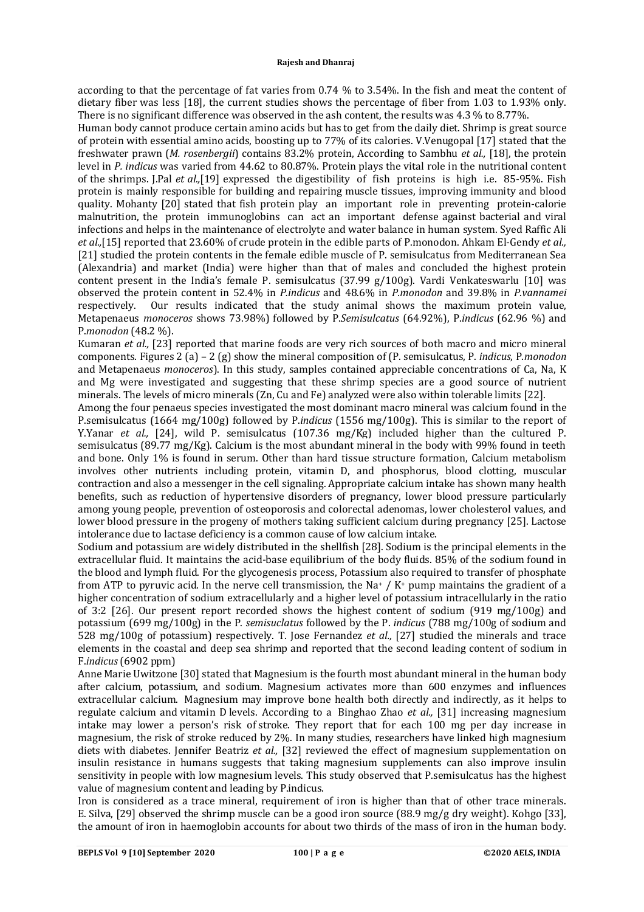according to that the percentage of fat varies from 0.74 % to 3.54%. In the fish and meat the content of dietary fiber was less [18], the current studies shows the percentage of fiber from 1.03 to 1.93% only. There is no significant difference was observed in the ash content, the results was 4.3 % to 8.77%.

Human body cannot produce certain amino acids but has to get from the daily diet. Shrimp is great source of protein with essential amino acids, boosting up to 77% of its calories. V.Venugopal [17] stated that the freshwater prawn (*M. rosenbergii*) contains 83.2% protein, According to Sambhu *et al.,* [18], the protein level in *P. indicus* was varied from 44.62 to 80.87%. Protein plays the vital role in the nutritional content of the shrimps. J.Pal *et al.,*[19] expressed the digestibility of fish proteins is high i.e. 85-95%. Fish protein is mainly responsible for building and repairing muscle tissues, improving immunity and blood quality. Mohanty [20] stated that fish protein play an important role in preventing protein-calorie malnutrition, the protein immunoglobins can act an important defense against bacterial and viral infections and helps in the maintenance of electrolyte and water balance in human system. Syed Raffic Ali *et al.,*[15] reported that 23.60% of crude protein in the edible parts of P.monodon. Ahkam El-Gendy *et al.,* [21] studied the protein contents in the female edible muscle of P. semisulcatus from Mediterranean Sea (Alexandria) and market (India) were higher than that of males and concluded the highest protein content present in the India's female P. semisulcatus (37.99 g/100g). Vardi Venkateswarlu [10] was observed the protein content in 52.4% in *P.indicus* and 48.6% in *P.monodon* and 39.8% in *P.vannamei* respectively. Our results indicated that the study animal shows the maximum protein value, Metapenaeus *monoceros* shows 73.98%) followed by P.*Semisulcatus* (64.92%), P.*indicus* (62.96 %) and P.*monodon* (48.2 %).

Kumaran *et al.,* [23] reported that marine foods are very rich sources of both macro and micro mineral components. Figures 2 (a) – 2 (g) show the mineral composition of (P. semisulcatus, P. *indicus*, P.*monodon* and Metapenaeus *monoceros*). In this study, samples contained appreciable concentrations of Ca, Na, K and Mg were investigated and suggesting that these shrimp species are a good source of nutrient minerals. The levels of micro minerals (Zn, Cu and Fe) analyzed were also within tolerable limits [22].

Among the four penaeus species investigated the most dominant macro mineral was calcium found in the P.semisulcatus (1664 mg/100g) followed by P.*indicus* (1556 mg/100g). This is similar to the report of Y.Yanar *et al.,* [24], wild P. semisulcatus (107.36 mg/Kg) included higher than the cultured P. semisulcatus (89.77 mg/Kg). Calcium is the most abundant mineral in the body with 99% found in teeth and bone. Only 1% is found in serum. Other than hard tissue structure formation, Calcium metabolism involves other nutrients including protein, vitamin D, and phosphorus, blood clotting, muscular contraction and also a messenger in the cell signaling. Appropriate calcium intake has shown many health benefits, such as reduction of hypertensive disorders of pregnancy, lower blood pressure particularly among young people, prevention of osteoporosis and colorectal adenomas, lower cholesterol values, and lower blood pressure in the progeny of mothers taking sufficient calcium during pregnancy [25]. Lactose intolerance due to lactase deficiency is a common cause of low calcium intake.

Sodium and potassium are widely distributed in the shellfish [28]. Sodium is the principal elements in the extracellular fluid. It maintains the acid-base equilibrium of the body fluids. 85% of the sodium found in the blood and lymph fluid. For the glycogenesis process, Potassium also required to transfer of phosphate from ATP to pyruvic acid. In the nerve cell transmission, the $Na^+$ / $K^+$ pump maintains the gradient of a higher concentration of sodium extracellularly and a higher level of potassium intracellularly in the ratio of 3:2 [26]. Our present report recorded shows the highest content of sodium (919 mg/100g) and potassium (699 mg/100g) in the P. *semisuclatus* followed by the P. *indicus* (788 mg/100g of sodium and 528 mg/100g of potassium) respectively. T. Jose Fernandez *et al.,* [27] studied the minerals and trace elements in the coastal and deep sea shrimp and reported that the second leading content of sodium in F.*indicus* (6902 ppm)

Anne Marie Uwitzone [30] stated that Magnesium is the fourth most abundant mineral in the human body after calcium, potassium, and sodium. Magnesium activates more than 600 enzymes and influences extracellular calcium. Magnesium may improve bone health both directly and indirectly, as it helps to regulate calcium and vitamin D levels. According to a Binghao Zhao *et al.,* [31] increasing magnesium intake may lower a person's risk of stroke. They report that for each 100 mg per day increase in magnesium, the risk of stroke reduced by 2%. In many studies, researchers have linked high magnesium diets with diabetes. Jennifer Beatriz *et al.,* [32] reviewed the effect of magnesium supplementation on insulin resistance in humans suggests that taking magnesium supplements can also improve insulin sensitivity in people with low magnesium levels. This study observed that P.semisulcatus has the highest value of magnesium content and leading by P.indicus.

Iron is considered as a trace mineral, requirement of iron is higher than that of other trace minerals. E. Silva, [29] observed the shrimp muscle can be a good iron source (88.9 mg/g dry weight). Kohgo [33], the amount of iron in haemoglobin accounts for about two thirds of the mass of iron in the human body.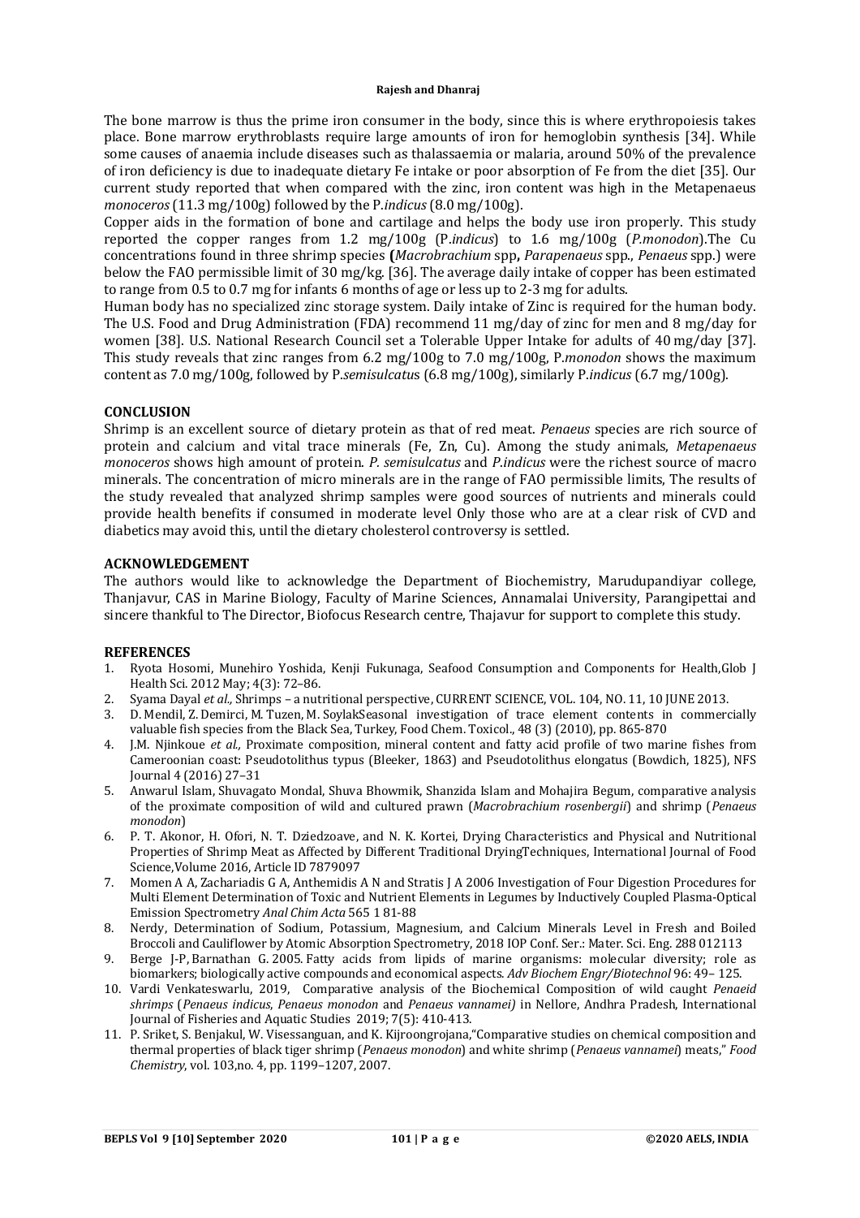The bone marrow is thus the prime iron consumer in the body, since this is where erythropoiesis takes place. Bone marrow erythroblasts require large amounts of iron for hemoglobin synthesis [34]. While some causes of anaemia include diseases such as thalassaemia or malaria, around 50% of the prevalence of iron deficiency is due to inadequate dietary Fe intake or poor absorption of Fe from the diet [35]. Our current study reported that when compared with the zinc, iron content was high in the Metapenaeus *monoceros* (11.3 mg/100g) followed by the P.*indicus* (8.0 mg/100g).

Copper aids in the formation of bone and cartilage and helps the body use iron properly. This study reported the copper ranges from 1.2 mg/100g (P.*indicus*) to 1.6 mg/100g (*P.monodon*).The Cu concentrations found in three shrimp species **(***Macrobrachium* spp**,** *Parapenaeus* spp., *Penaeus* spp.) were below the FAO permissible limit of 30 mg/kg. [36]. The average daily intake of copper has been estimated to range from 0.5 to 0.7 mg for infants 6 months of age or less up to 2-3 mg for adults.

Human body has no specialized zinc storage system. Daily intake of Zinc is required for the human body. The U.S. Food and Drug Administration (FDA) recommend 11 mg/day of zinc for men and 8 mg/day for women [38]. U.S. National Research Council set a Tolerable Upper Intake for adults of 40 mg/day [37]. This study reveals that zinc ranges from 6.2 mg/100g to 7.0 mg/100g, P.*monodon* shows the maximum content as 7.0 mg/100g, followed by P.*semisulcatus* (6.8 mg/100g), similarly P.*indicus* (6.7 mg/100g).

## CONCLUSION

Shrimp is an excellent source of dietary protein as that of red meat. *Penaeus* species are rich source of protein and calcium and vital trace minerals (Fe, Zn, Cu). Among the study animals, *Metapenaeus monoceros* shows high amount of protein. *P. semisulcatus* and *P.indicus* were the richest source of macro minerals. The concentration of micro minerals are in the range of FAO permissible limits, The results of the study revealed that analyzed shrimp samples were good sources of nutrients and minerals could provide health benefits if consumed in moderate level Only those who are at a clear risk of CVD and diabetics may avoid this, until the dietary cholesterol controversy is settled.

## ACKNOWLEDGEMENT

The authors would like to acknowledge the Department of Biochemistry, Marudupandiyar college, Thanjavur, CAS in Marine Biology, Faculty of Marine Sciences, Annamalai University, Parangipettai and sincere thankful to The Director, Biofocus Research centre, Thajavur for support to complete this study.

## REFERENCES

1. Ryota Hosomi, Munehiro Yoshida, Kenji Fukunaga, Seafood Consumption and Components for Health,Glob J Health Sci. 2012 May; 4(3): 72–86.
2. Syama Dayal *et al.,* Shrimps – a nutritional perspective, CURRENT SCIENCE, VOL. 104, NO. 11, 10 JUNE 2013.
3. D. Mendil, Z. Demirci, M. Tuzen, M. SoylakSeasonal investigation of trace element contents in commercially valuable fish species from the Black Sea, Turkey, Food Chem. Toxicol., 48 (3) (2010), pp. 865-870
4. J.M. Njinkoue *et al.,* Proximate composition, mineral content and fatty acid profile of two marine fishes from Cameroonian coast: Pseudotolithus typus (Bleeker, 1863) and Pseudotolithus elongatus (Bowdich, 1825), NFS Journal 4 (2016) 27–31
5. Anwarul Islam, Shuvagato Mondal, Shuva Bhowmik, Shanzida Islam and Mohajira Begum, comparative analysis of the proximate composition of wild and cultured prawn (*Macrobrachium rosenbergii*) and shrimp (*Penaeus monodon*)
6. P. T. Akonor, H. Ofori, N. T. Dziedzoave, and N. K. Kortei, Drying Characteristics and Physical and Nutritional Properties of Shrimp Meat as Affected by Different Traditional DryingTechniques, International Journal of Food Science,Volume 2016, Article ID 7879097
7. Momen A A, Zachariadis G A, Anthemidis A N and Stratis J A 2006 Investigation of Four Digestion Procedures for Multi Element Determination of Toxic and Nutrient Elements in Legumes by Inductively Coupled Plasma-Optical Emission Spectrometry *Anal Chim Acta* 565 1 81-88
8. Nerdy, Determination of Sodium, Potassium, Magnesium, and Calcium Minerals Level in Fresh and Boiled Broccoli and Cauliflower by Atomic Absorption Spectrometry, 2018 IOP Conf. Ser.: Mater. Sci. Eng. 288 012113
9. Berge J-P, Barnathan G. 2005. Fatty acids from lipids of marine organisms: molecular diversity; role as biomarkers; biologically active compounds and economical aspects. *Adv Biochem Engr/Biotechnol* 96: 49– 125.
10. Vardi Venkateswarlu, 2019, Comparative analysis of the Biochemical Composition of wild caught *Penaeid shrimps* (*Penaeus indicus*, *Penaeus monodon* and *Penaeus vannamei)* in Nellore, Andhra Pradesh, International Journal of Fisheries and Aquatic Studies 2019; 7(5): 410-413.
11. P. Sriket, S. Benjakul, W. Visessanguan, and K. Kijroongrojana,"Comparative studies on chemical composition and thermal properties of black tiger shrimp (*Penaeus monodon*) and white shrimp (*Penaeus vannamei*) meats," *Food Chemistry*, vol. 103,no. 4, pp. 1199–1207, 2007.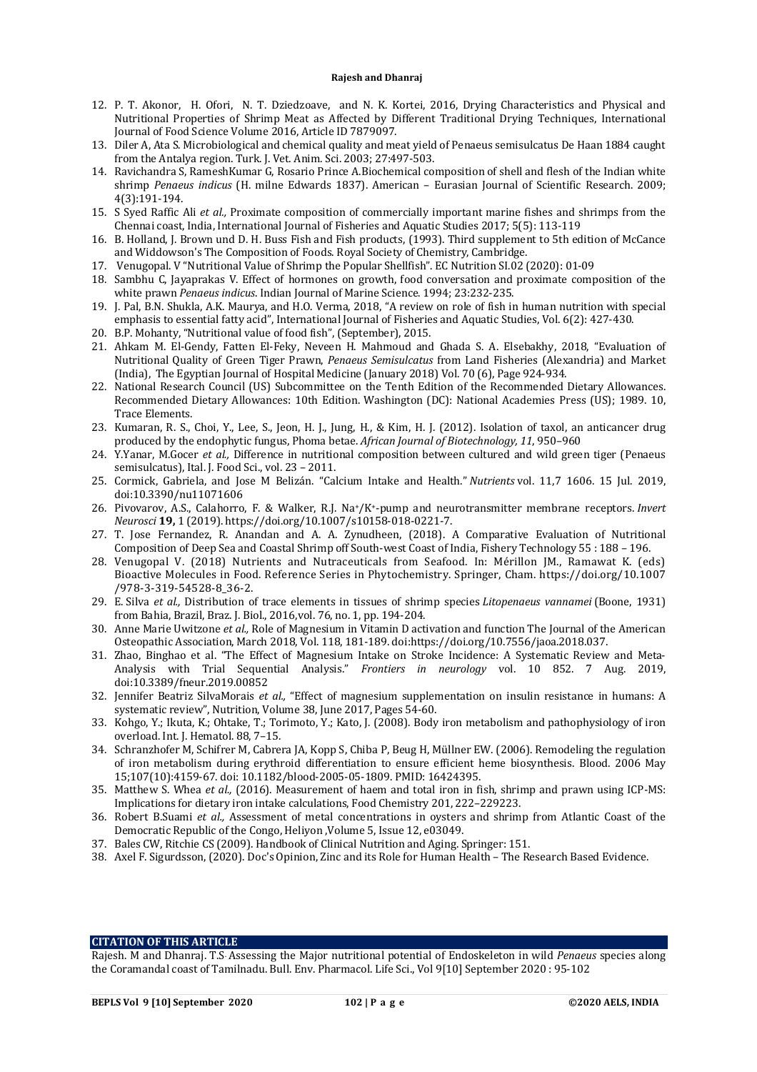12. P. T. Akonor, H. Ofori, N. T. Dziedzoave, and N. K. Kortei, 2016, Drying Characteristics and Physical and Nutritional Properties of Shrimp Meat as Affected by Different Traditional Drying Techniques, International Journal of Food Science Volume 2016, Article ID 7879097.
13. Diler A, Ata S. Microbiological and chemical quality and meat yield of Penaeus semisulcatus De Haan 1884 caught from the Antalya region. Turk. J. Vet. Anim. Sci. 2003; 27:497-503.
14. Ravichandra S, RameshKumar G, Rosario Prince A.Biochemical composition of shell and flesh of the Indian white shrimp *Penaeus indicus* (H. milne Edwards 1837). American – Eurasian Journal of Scientific Research. 2009; 4(3):191-194.
15. S Syed Raffic Ali *et al.,* Proximate composition of commercially important marine fishes and shrimps from the Chennai coast, India, International Journal of Fisheries and Aquatic Studies 2017; 5(5): 113-119
16. B. Holland, J. Brown und D. H. Buss Fish and Fish products, (1993). Third supplement to 5th edition of McCance and Widdowson's The Composition of Foods. Royal Society of Chemistry, Cambridge.
17. Venugopal. V "Nutritional Value of Shrimp the Popular Shellfish". EC Nutrition SI.02 (2020): 01-09
18. Sambhu C, Jayaprakas V. Effect of hormones on growth, food conversation and proximate composition of the white prawn *Penaeus indicus*. Indian Journal of Marine Science. 1994; 23:232-235.
19. J. Pal, B.N. Shukla, A.K. Maurya, and H.O. Verma, 2018, "A review on role of fish in human nutrition with special emphasis to essential fatty acid", International Journal of Fisheries and Aquatic Studies, Vol. 6(2): 427-430.
20. B.P. Mohanty, "Nutritional value of food fish", (September), 2015.
21. Ahkam M. El-Gendy, Fatten El-Feky, Neveen H. Mahmoud and Ghada S. A. Elsebakhy, 2018, "Evaluation of Nutritional Quality of Green Tiger Prawn, *Penaeus Semisulcatus* from Land Fisheries (Alexandria) and Market (India), The Egyptian Journal of Hospital Medicine (January 2018) Vol. 70 (6), Page 924-934.
22. National Research Council (US) Subcommittee on the Tenth Edition of the Recommended Dietary Allowances. Recommended Dietary Allowances: 10th Edition. Washington (DC): National Academies Press (US); 1989. 10, Trace Elements.
23. Kumaran, R. S., Choi, Y., Lee, S., Jeon, H. J., Jung, H., & Kim, H. J. (2012). Isolation of taxol, an anticancer drug produced by the endophytic fungus, Phoma betae. *African Journal of Biotechnology, 11*, 950–960
24. Y.Yanar, M.Gocer *et al.,* Difference in nutritional composition between cultured and wild green tiger (Penaeus semisulcatus), Ital. J. Food Sci., vol. 23 – 2011.
25. Cormick, Gabriela, and Jose M Belizán. "Calcium Intake and Health." *Nutrients* vol. 11,7 1606. 15 Jul. 2019, doi:10.3390/nu11071606
26. Pivovarov, A.S., Calahorro, F. & Walker, R.J. $Na^+/K^+$-pump and neurotransmitter membrane receptors. *Invert Neurosci* **19,** 1 (2019). https://doi.org/10.1007/s10158-018-0221-7.
27. T. Jose Fernandez, R. Anandan and A. A. Zynudheen, (2018). A Comparative Evaluation of Nutritional Composition of Deep Sea and Coastal Shrimp off South-west Coast of India, Fishery Technology 55 : 188 – 196.
28. Venugopal V. (2018) Nutrients and Nutraceuticals from Seafood. In: Mérillon JM., Ramawat K. (eds) Bioactive Molecules in Food. Reference Series in Phytochemistry. Springer, Cham. https://doi.org/10.1007/978-3-319-54528-8_36-2.
29. E. Silva *et al.,* Distribution of trace elements in tissues of shrimp species *Litopenaeus vannamei* (Boone, 1931) from Bahia, Brazil, Braz. J. Biol., 2016,vol. 76, no. 1, pp. 194-204.
30. Anne Marie Uwitzone *et al.,* Role of Magnesium in Vitamin D activation and function The Journal of the American Osteopathic Association, March 2018, Vol. 118, 181-189. doi:https://doi.org/10.7556/jaoa.2018.037.
31. Zhao, Binghao et al. "The Effect of Magnesium Intake on Stroke Incidence: A Systematic Review and Meta-Analysis with Trial Sequential Analysis." *Frontiers in neurology* vol. 10 852. 7 Aug. 2019, doi:10.3389/fneur.2019.00852
32. Jennifer Beatriz SilvaMorais *et al.,* "Effect of magnesium supplementation on insulin resistance in humans: A systematic review", Nutrition, Volume 38, June 2017, Pages 54-60.
33. Kohgo, Y.; Ikuta, K.; Ohtake, T.; Torimoto, Y.; Kato, J. (2008). Body iron metabolism and pathophysiology of iron overload. Int. J. Hematol. 88, 7–15.
34. Schranzhofer M, Schifrer M, Cabrera JA, Kopp S, Chiba P, Beug H, Müllner EW. (2006). Remodeling the regulation of iron metabolism during erythroid differentiation to ensure efficient heme biosynthesis. Blood. 2006 May 15;107(10):4159-67. doi: 10.1182/blood-2005-05-1809. PMID: 16424395.
35. Matthew S. Whea *et al.,* (2016). Measurement of haem and total iron in fish, shrimp and prawn using ICP-MS: Implications for dietary iron intake calculations, Food Chemistry 201, 222–229223.
36. Robert B.Suami *et al.,* Assessment of metal concentrations in oysters and shrimp from Atlantic Coast of the Democratic Republic of the Congo, Heliyon ,Volume 5, Issue 12, e03049.
37. Bales CW, Ritchie CS (2009). Handbook of Clinical Nutrition and Aging. Springer: 151.
38. Axel F. Sigurdsson, (2020). Doc's Opinion, Zinc and its Role for Human Health – The Research Based Evidence.

**CITATION OF THIS ARTICLE**

Rajesh. M and Dhanraj. T.S. Assessing the Major nutritional potential of Endoskeleton in wild *Penaeus* species along the Coramandal coast of Tamilnadu. Bull. Env. Pharmacol. Life Sci., Vol 9[10] September 2020 : 95-102